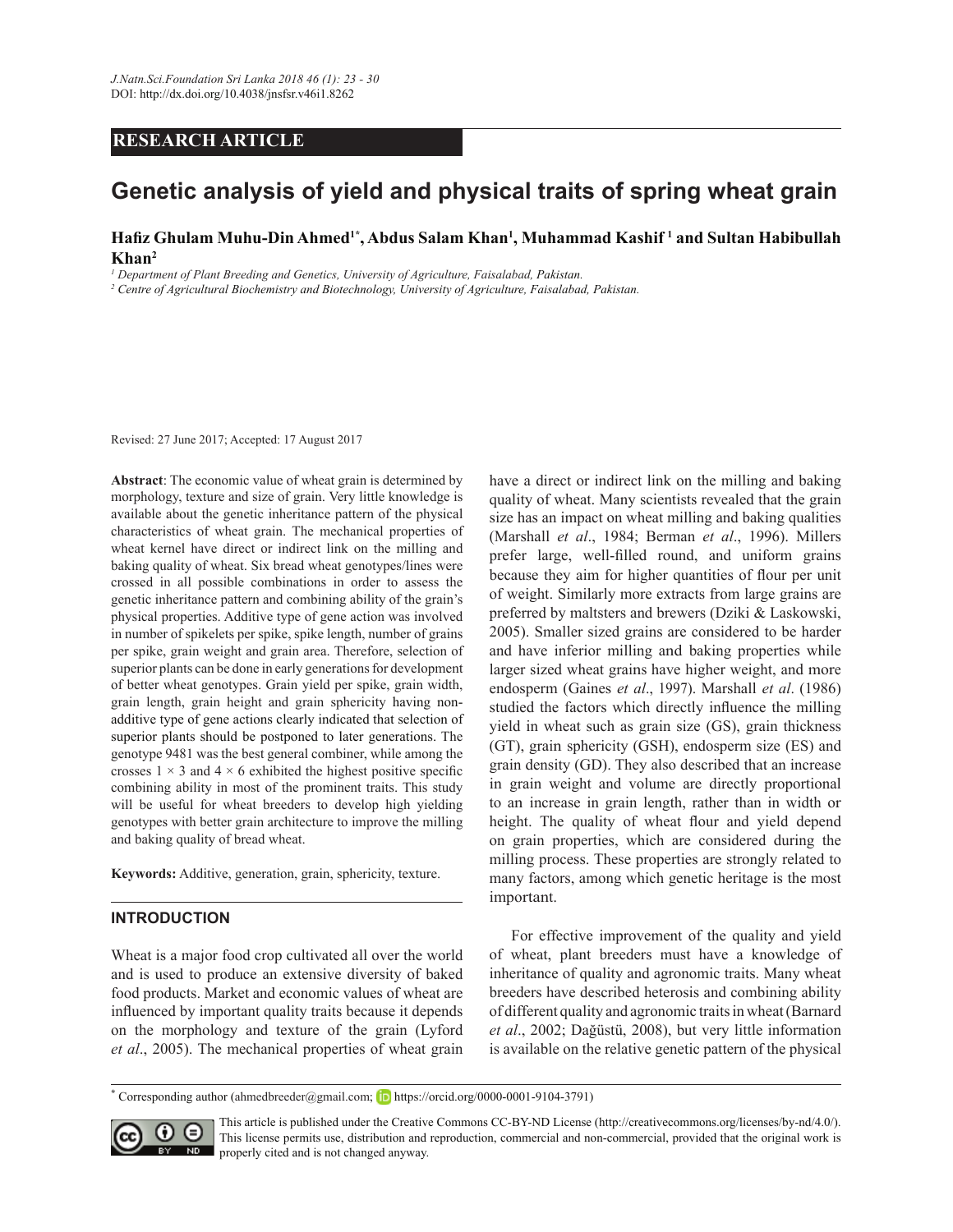RESEARCH ARTICLE

# Genetic analysis of yield and physical traits of spring wheat grain

**Hafiz Ghulam Muhu-Din Ahmed[1*], Abdus Salam Khan[1], Muhammad Kashif [1] and Sultan Habibullah Khan[2]**

[1] *Department of Plant Breeding and Genetics, University of Agriculture, Faisalabad, Pakistan.*
[2] *Centre of Agricultural Biochemistry and Biotechnology, University of Agriculture, Faisalabad, Pakistan.*

Revised: 27 June 2017; Accepted: 17 August 2017

**Abstract**: The economic value of wheat grain is determined by morphology, texture and size of grain. Very little knowledge is available about the genetic inheritance pattern of the physical characteristics of wheat grain. The mechanical properties of wheat kernel have direct or indirect link on the milling and baking quality of wheat. Six bread wheat genotypes/lines were crossed in all possible combinations in order to assess the genetic inheritance pattern and combining ability of the grain's physical properties. Additive type of gene action was involved in number of spikelets per spike, spike length, number of grains per spike, grain weight and grain area. Therefore, selection of superior plants can be done in early generations for development of better wheat genotypes. Grain yield per spike, grain width, grain length, grain height and grain sphericity having non-additive type of gene actions clearly indicated that selection of superior plants should be postponed to later generations. The genotype 9481 was the best general combiner, while among the crosses 1 × 3 and 4 × 6 exhibited the highest positive specific combining ability in most of the prominent traits. This study will be useful for wheat breeders to develop high yielding genotypes with better grain architecture to improve the milling and baking quality of bread wheat.

**Keywords:** Additive, generation, grain, sphericity, texture.

## INTRODUCTION

Wheat is a major food crop cultivated all over the world and is used to produce an extensive diversity of baked food products. Market and economic values of wheat are influenced by important quality traits because it depends on the morphology and texture of the grain (Lyford *et al*., 2005). The mechanical properties of wheat grain have a direct or indirect link on the milling and baking quality of wheat. Many scientists revealed that the grain size has an impact on wheat milling and baking qualities (Marshall *et al*., 1984; Berman *et al*., 1996). Millers prefer large, well-filled round, and uniform grains because they aim for higher quantities of flour per unit of weight. Similarly more extracts from large grains are preferred by maltsters and brewers (Dziki & Laskowski, 2005). Smaller sized grains are considered to be harder and have inferior milling and baking properties while larger sized wheat grains have higher weight, and more endosperm (Gaines *et al*., 1997). Marshall *et al*. (1986) studied the factors which directly influence the milling yield in wheat such as grain size (GS), grain thickness (GT), grain sphericity (GSH), endosperm size (ES) and grain density (GD). They also described that an increase in grain weight and volume are directly proportional to an increase in grain length, rather than in width or height. The quality of wheat flour and yield depend on grain properties, which are considered during the milling process. These properties are strongly related to many factors, among which genetic heritage is the most important.

For effective improvement of the quality and yield of wheat, plant breeders must have a knowledge of inheritance of quality and agronomic traits. Many wheat breeders have described heterosis and combining ability of different quality and agronomic traits in wheat (Barnard *et al*., 2002; Dağüstü, 2008), but very little information is available on the relative genetic pattern of the physical

[*] Corresponding author (ahmedbreeder@gmail.com; https://orcid.org/0000-0001-9104-3791)

This article is published under the Creative Commons CC-BY-ND License (http://creativecommons.org/licenses/by-nd/4.0/). This license permits use, distribution and reproduction, commercial and non-commercial, provided that the original work is properly cited and is not changed anyway.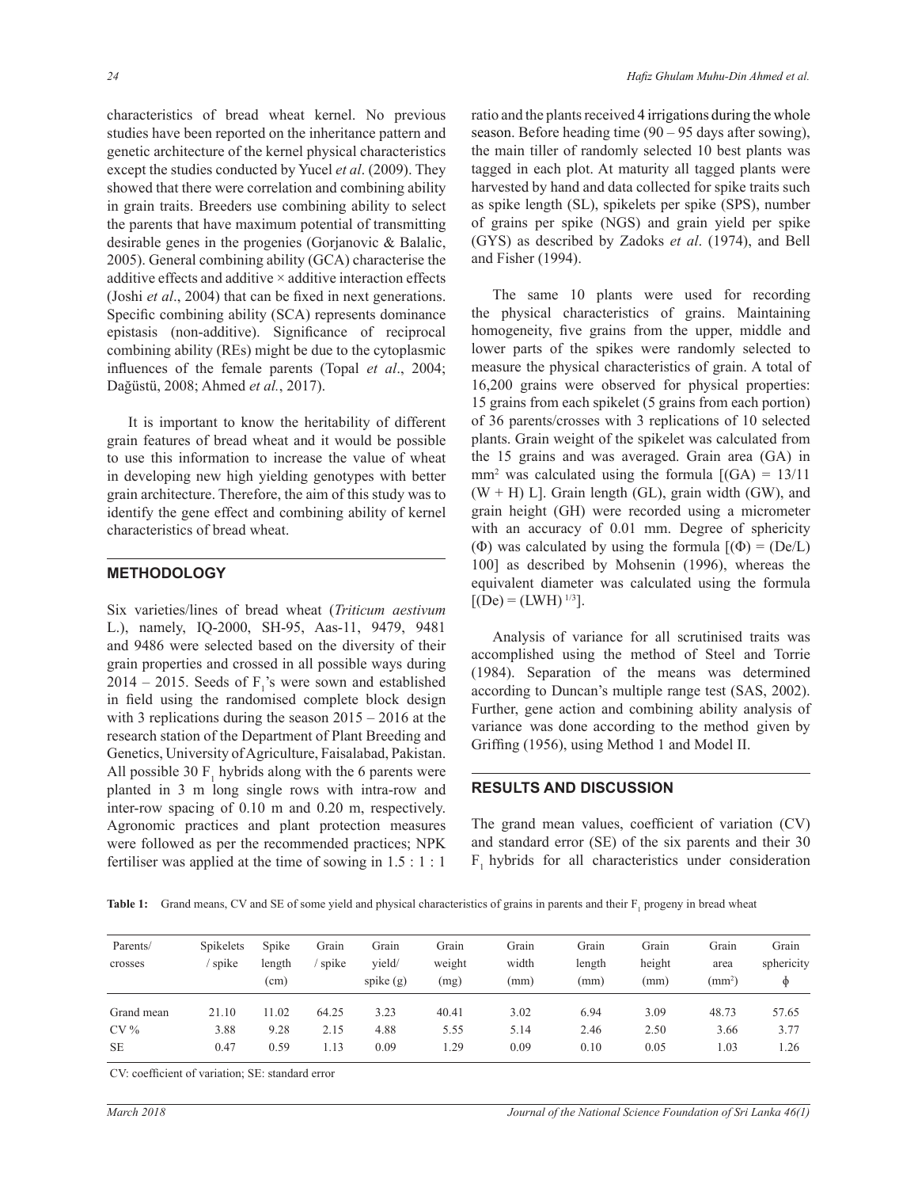characteristics of bread wheat kernel. No previous studies have been reported on the inheritance pattern and genetic architecture of the kernel physical characteristics except the studies conducted by Yucel *et al*. (2009). They showed that there were correlation and combining ability in grain traits. Breeders use combining ability to select the parents that have maximum potential of transmitting desirable genes in the progenies (Gorjanovic & Balalic, 2005). General combining ability (GCA) characterise the additive effects and additive × additive interaction effects (Joshi *et al*., 2004) that can be fixed in next generations. Specific combining ability (SCA) represents dominance epistasis (non-additive). Significance of reciprocal combining ability (REs) might be due to the cytoplasmic influences of the female parents (Topal *et al*., 2004; Dağüstü, 2008; Ahmed *et al.*, 2017).

It is important to know the heritability of different grain features of bread wheat and it would be possible to use this information to increase the value of wheat in developing new high yielding genotypes with better grain architecture. Therefore, the aim of this study was to identify the gene effect and combining ability of kernel characteristics of bread wheat.

## METHODOLOGY

Six varieties/lines of bread wheat (*Triticum aestivum* L.), namely, IQ-2000, SH-95, Aas-11, 9479, 9481 and 9486 were selected based on the diversity of their grain properties and crossed in all possible ways during 2014 – 2015. Seeds of $F_1$'s were sown and established in field using the randomised complete block design with 3 replications during the season 2015 – 2016 at the research station of the Department of Plant Breeding and Genetics, University of Agriculture, Faisalabad, Pakistan. All possible 30 $F_1$ hybrids along with the 6 parents were planted in 3 m long single rows with intra-row and inter-row spacing of 0.10 m and 0.20 m, respectively. Agronomic practices and plant protection measures were followed as per the recommended practices; NPK fertiliser was applied at the time of sowing in 1.5 : 1 : 1 ratio and the plants received 4 irrigations during the whole season. Before heading time (90 – 95 days after sowing), the main tiller of randomly selected 10 best plants was tagged in each plot. At maturity all tagged plants were harvested by hand and data collected for spike traits such as spike length (SL), spikelets per spike (SPS), number of grains per spike (NGS) and grain yield per spike (GYS) as described by Zadoks *et al*. (1974), and Bell and Fisher (1994).

The same 10 plants were used for recording the physical characteristics of grains. Maintaining homogeneity, five grains from the upper, middle and lower parts of the spikes were randomly selected to measure the physical characteristics of grain. A total of 16,200 grains were observed for physical properties: 15 grains from each spikelet (5 grains from each portion) of 36 parents/crosses with 3 replications of 10 selected plants. Grain weight of the spikelet was calculated from the 15 grains and was averaged. Grain area (GA) in mm$^2$ was calculated using the formula $[(GA) = 13/11 (W + H) L]$. Grain length (GL), grain width (GW), and grain height (GH) were recorded using a micrometer with an accuracy of 0.01 mm. Degree of sphericity ($\Phi$) was calculated by using the formula $[(\Phi) = (De/L) 100]$ as described by Mohsenin (1996), whereas the equivalent diameter was calculated using the formula $[(De) = (LWH)^{1/3}]$.

Analysis of variance for all scrutinised traits was accomplished using the method of Steel and Torrie (1984). Separation of the means was determined according to Duncan's multiple range test (SAS, 2002). Further, gene action and combining ability analysis of variance was done according to the method given by Griffing (1956), using Method 1 and Model II.

## RESULTS AND DISCUSSION

The grand mean values, coefficient of variation (CV) and standard error (SE) of the six parents and their 30 $F_1$ hybrids for all characteristics under consideration

**Table 1:** Grand means, CV and SE of some yield and physical characteristics of grains in parents and their $F_1$ progeny in bread wheat

| Parents/ crosses | Spikelets / spike | Spike length (cm) | Grain / spike | Grain yield/ spike (g) | Grain weight (mg) | Grain width (mm) | Grain length (mm) | Grain height (mm) | Grain area (mm$^2$) | Grain sphericity $\phi$ |
|---|---|---|---|---|---|---|---|---|---|---|
| Grand mean | 21.10 | 11.02 | 64.25 | 3.23 | 40.41 | 3.02 | 6.94 | 3.09 | 48.73 | 57.65 |
| CV % | 3.88 | 9.28 | 2.15 | 4.88 | 5.55 | 5.14 | 2.46 | 2.50 | 3.66 | 3.77 |
| SE | 0.47 | 0.59 | 1.13 | 0.09 | 1.29 | 0.09 | 0.10 | 0.05 | 1.03 | 1.26 |

CV: coefficient of variation; SE: standard error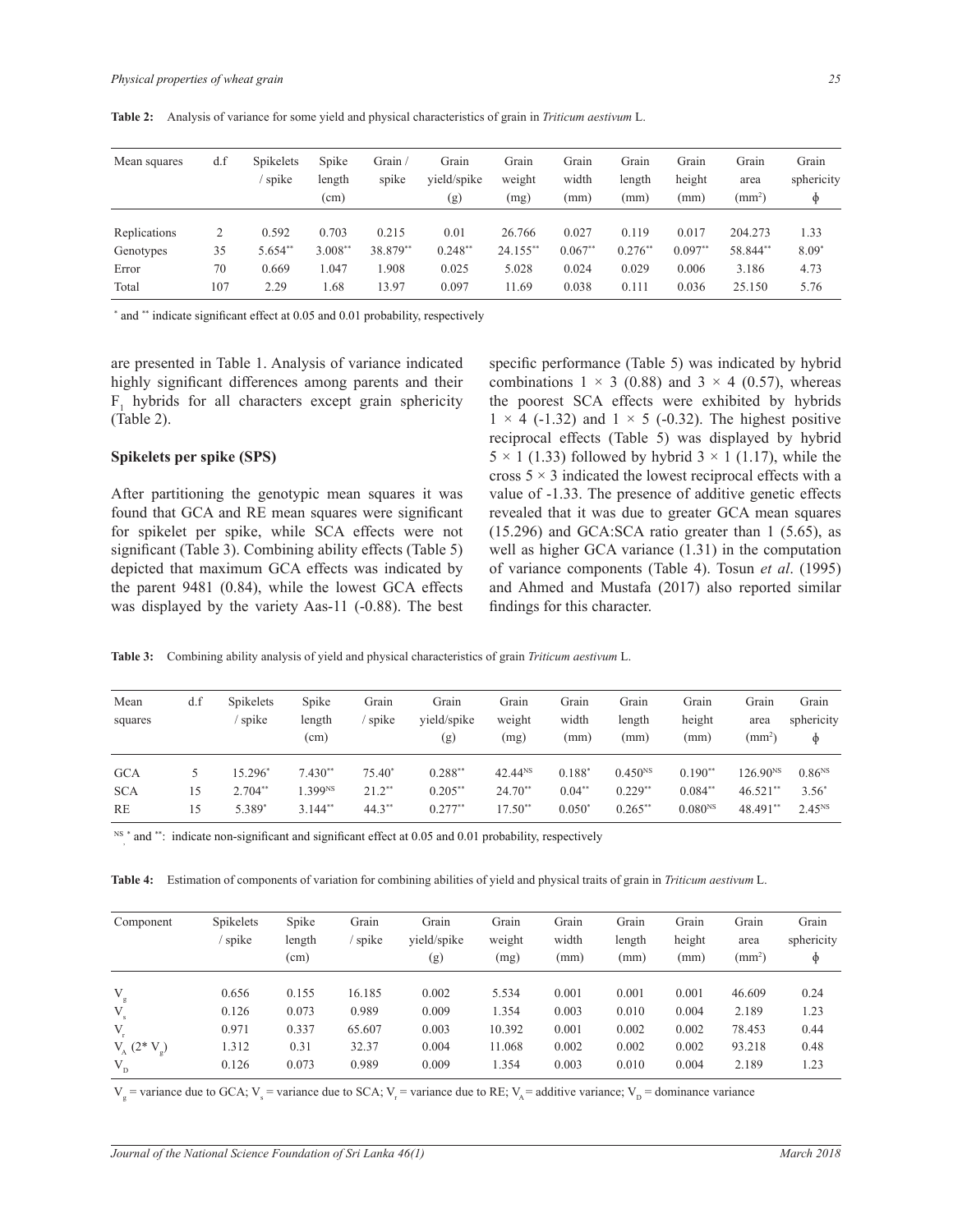**Table 2:** Analysis of variance for some yield and physical characteristics of grain in *Triticum aestivum* L.

| Mean squares | d.f | Spikelets / spike | Spike length (cm) | Grain / spike | Grain yield/spike (g) | Grain weight (mg) | Grain width (mm) | Grain length (mm) | Grain height (mm) | Grain area ($mm^2$) | Grain sphericity ϕ |
|---|---|---|---|---|---|---|---|---|---|---|---|
| Replications | 2 | 0.592 | 0.703 | 0.215 | 0.01 | 26.766 | 0.027 | 0.119 | 0.017 | 204.273 | 1.33 |
| Genotypes | 35 | 5.654** | 3.008** | 38.879** | 0.248** | 24.155** | 0.067** | 0.276** | 0.097** | 58.844** | 8.09* |
| Error | 70 | 0.669 | 1.047 | 1.908 | 0.025 | 5.028 | 0.024 | 0.029 | 0.006 | 3.186 | 4.73 |
| Total | 107 | 2.29 | 1.68 | 13.97 | 0.097 | 11.69 | 0.038 | 0.111 | 0.036 | 25.150 | 5.76 |

* and ** indicate significant effect at 0.05 and 0.01 probability, respectively

are presented in Table 1. Analysis of variance indicated highly significant differences among parents and their $F_1$ hybrids for all characters except grain sphericity (Table 2).

### Spikelets per spike (SPS)

After partitioning the genotypic mean squares it was found that GCA and RE mean squares were significant for spikelet per spike, while SCA effects were not significant (Table 3). Combining ability effects (Table 5) depicted that maximum GCA effects was indicated by the parent 9481 (0.84), while the lowest GCA effects was displayed by the variety Aas-11 (-0.88). The best specific performance (Table 5) was indicated by hybrid combinations 1 × 3 (0.88) and 3 × 4 (0.57), whereas the poorest SCA effects were exhibited by hybrids 1 × 4 (-1.32) and 1 × 5 (-0.32). The highest positive reciprocal effects (Table 5) was displayed by hybrid 5 × 1 (1.33) followed by hybrid 3 × 1 (1.17), while the cross 5 × 3 indicated the lowest reciprocal effects with a value of -1.33. The presence of additive genetic effects revealed that it was due to greater GCA mean squares (15.296) and GCA:SCA ratio greater than 1 (5.65), as well as higher GCA variance (1.31) in the computation of variance components (Table 4). Tosun *et al*. (1995) and Ahmed and Mustafa (2017) also reported similar findings for this character.

**Table 3:** Combining ability analysis of yield and physical characteristics of grain *Triticum aestivum* L.

| Mean squares | d.f | Spikelets / spike | Spike length (cm) | Grain / spike | Grain yield/spike (g) | Grain weight (mg) | Grain width (mm) | Grain length (mm) | Grain height (mm) | Grain area ($mm^2$) | Grain sphericity ϕ |
|---|---|---|---|---|---|---|---|---|---|---|---|
| GCA | 5 | 15.296* | 7.430** | 75.40* | 0.288** | 42.44NS | 0.188* | 0.450NS | 0.190** | 126.90NS | 0.86NS |
| SCA | 15 | 2.704** | 1.399NS | 21.2** | 0.205** | 24.70** | 0.04** | 0.229** | 0.084** | 46.521** | 3.56* |
| RE | 15 | 5.389* | 3.144** | 44.3** | 0.277** | 17.50** | 0.050* | 0.265** | 0.080NS | 48.491** | 2.45NS |

NS, * and **: indicate non-significant and significant effect at 0.05 and 0.01 probability, respectively

**Table 4:** Estimation of components of variation for combining abilities of yield and physical traits of grain in *Triticum aestivum* L.

| Component | Spikelets / spike | Spike length (cm) | Grain / spike | Grain yield/spike (g) | Grain weight (mg) | Grain width (mm) | Grain length (mm) | Grain height (mm) | Grain area ($mm^2$) | Grain sphericity ϕ |
|---|---|---|---|---|---|---|---|---|---|---|
| $V_g$ | 0.656 | 0.155 | 16.185 | 0.002 | 5.534 | 0.001 | 0.001 | 0.001 | 46.609 | 0.24 |
| $V_s$ | 0.126 | 0.073 | 0.989 | 0.009 | 1.354 | 0.003 | 0.010 | 0.004 | 2.189 | 1.23 |
| $V_r$ | 0.971 | 0.337 | 65.607 | 0.003 | 10.392 | 0.001 | 0.002 | 0.002 | 78.453 | 0.44 |
| $V_A$ ($2^* V_g$) | 1.312 | 0.31 | 32.37 | 0.004 | 11.068 | 0.002 | 0.002 | 0.002 | 93.218 | 0.48 |
| $V_D$ | 0.126 | 0.073 | 0.989 | 0.009 | 1.354 | 0.003 | 0.010 | 0.004 | 2.189 | 1.23 |

$V_g$ = variance due to GCA; $V_s$ = variance due to SCA; $V_r$ = variance due to RE; $V_A$ = additive variance; $V_D$ = dominance variance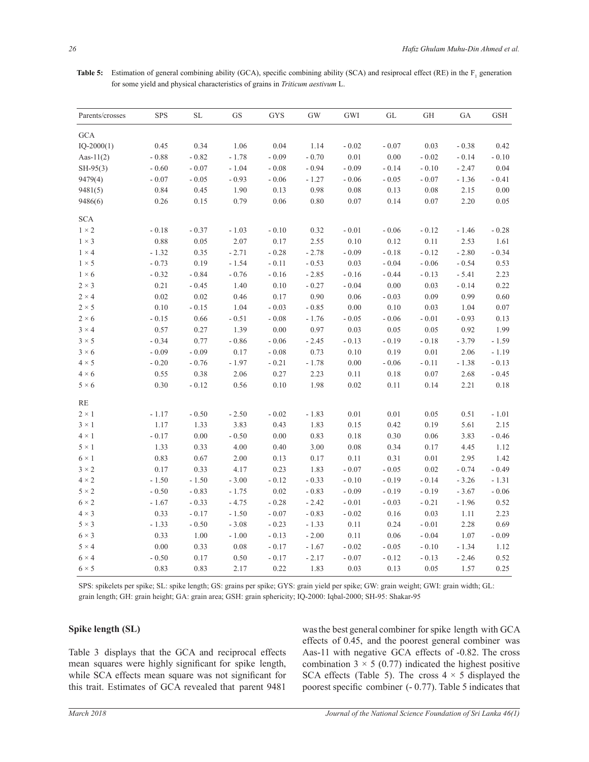**Table 5:** Estimation of general combining ability (GCA), specific combining ability (SCA) and resiprocal effect (RE) in the $F_1$ generation for some yield and physical characteristics of grains in *Triticum aestivum* L.

| Parents/crosses | SPS | SL | GS | GYS | GW | GWI | GL | GH | GA | GSH |
|---|---|---|---|---|---|---|---|---|---|---|
| GCA | | | | | | | | | | |
| IQ-2000(1) | 0.45 | 0.34 | 1.06 | 0.04 | 1.14 | - 0.02 | - 0.07 | 0.03 | - 0.38 | 0.42 |
| Aas-11(2) | - 0.88 | - 0.82 | - 1.78 | - 0.09 | - 0.70 | 0.01 | 0.00 | - 0.02 | - 0.14 | - 0.10 |
| SH-95(3) | - 0.60 | - 0.07 | - 1.04 | - 0.08 | - 0.94 | - 0.09 | - 0.14 | - 0.10 | - 2.47 | 0.04 |
| 9479(4) | - 0.07 | - 0.05 | - 0.93 | - 0.06 | - 1.27 | - 0.06 | - 0.05 | - 0.07 | - 1.36 | - 0.41 |
| 9481(5) | 0.84 | 0.45 | 1.90 | 0.13 | 0.98 | 0.08 | 0.13 | 0.08 | 2.15 | 0.00 |
| 9486(6) | 0.26 | 0.15 | 0.79 | 0.06 | 0.80 | 0.07 | 0.14 | 0.07 | 2.20 | 0.05 |
| SCA | | | | | | | | | | |
| 1 × 2 | - 0.18 | - 0.37 | - 1.03 | - 0.10 | 0.32 | - 0.01 | - 0.06 | - 0.12 | - 1.46 | - 0.28 |
| 1 × 3 | 0.88 | 0.05 | 2.07 | 0.17 | 2.55 | 0.10 | 0.12 | 0.11 | 2.53 | 1.61 |
| 1 × 4 | - 1.32 | 0.35 | - 2.71 | - 0.28 | - 2.78 | - 0.09 | - 0.18 | - 0.12 | - 2.80 | - 0.34 |
| 1 × 5 | - 0.73 | 0.19 | - 1.54 | - 0.11 | - 0.53 | 0.03 | - 0.04 | - 0.06 | - 0.54 | 0.53 |
| 1 × 6 | - 0.32 | - 0.84 | - 0.76 | - 0.16 | - 2.85 | - 0.16 | - 0.44 | - 0.13 | - 5.41 | 2.23 |
| 2 × 3 | 0.21 | - 0.45 | 1.40 | 0.10 | - 0.27 | - 0.04 | 0.00 | 0.03 | - 0.14 | 0.22 |
| 2 × 4 | 0.02 | 0.02 | 0.46 | 0.17 | 0.90 | 0.06 | - 0.03 | 0.09 | 0.99 | 0.60 |
| 2 × 5 | 0.10 | - 0.15 | 1.04 | - 0.03 | - 0.85 | 0.00 | 0.10 | 0.03 | 1.04 | 0.07 |
| 2 × 6 | - 0.15 | 0.66 | - 0.51 | - 0.08 | - 1.76 | - 0.05 | - 0.06 | - 0.01 | - 0.93 | 0.13 |
| 3 × 4 | 0.57 | 0.27 | 1.39 | 0.00 | 0.97 | 0.03 | 0.05 | 0.05 | 0.92 | 1.99 |
| 3 × 5 | - 0.34 | 0.77 | - 0.86 | - 0.06 | - 2.45 | - 0.13 | - 0.19 | - 0.18 | - 3.79 | - 1.59 |
| 3 × 6 | - 0.09 | - 0.09 | 0.17 | - 0.08 | 0.73 | 0.10 | 0.19 | 0.01 | 2.06 | - 1.19 |
| 4 × 5 | - 0.20 | - 0.76 | - 1.97 | - 0.21 | - 1.78 | 0.00 | - 0.06 | - 0.11 | - 1.38 | - 0.13 |
| 4 × 6 | 0.55 | 0.38 | 2.06 | 0.27 | 2.23 | 0.11 | 0.18 | 0.07 | 2.68 | - 0.45 |
| 5 × 6 | 0.30 | - 0.12 | 0.56 | 0.10 | 1.98 | 0.02 | 0.11 | 0.14 | 2.21 | 0.18 |
| RE | | | | | | | | | | |
| 2 × 1 | - 1.17 | - 0.50 | - 2.50 | - 0.02 | - 1.83 | 0.01 | 0.01 | 0.05 | 0.51 | - 1.01 |
| 3 × 1 | 1.17 | 1.33 | 3.83 | 0.43 | 1.83 | 0.15 | 0.42 | 0.19 | 5.61 | 2.15 |
| 4 × 1 | - 0.17 | 0.00 | - 0.50 | 0.00 | 0.83 | 0.18 | 0.30 | 0.06 | 3.83 | - 0.46 |
| 5 × 1 | 1.33 | 0.33 | 4.00 | 0.40 | 3.00 | 0.08 | 0.34 | 0.17 | 4.45 | 1.12 |
| 6 × 1 | 0.83 | 0.67 | 2.00 | 0.13 | 0.17 | 0.11 | 0.31 | 0.01 | 2.95 | 1.42 |
| 3 × 2 | 0.17 | 0.33 | 4.17 | 0.23 | 1.83 | - 0.07 | - 0.05 | 0.02 | - 0.74 | - 0.49 |
| 4 × 2 | - 1.50 | - 1.50 | - 3.00 | - 0.12 | - 0.33 | - 0.10 | - 0.19 | - 0.14 | - 3.26 | - 1.31 |
| 5 × 2 | - 0.50 | - 0.83 | - 1.75 | 0.02 | - 0.83 | - 0.09 | - 0.19 | - 0.19 | - 3.67 | - 0.06 |
| 6 × 2 | - 1.67 | - 0.33 | - 4.75 | - 0.28 | - 2.42 | - 0.01 | - 0.03 | - 0.21 | - 1.96 | 0.52 |
| 4 × 3 | 0.33 | - 0.17 | - 1.50 | - 0.07 | - 0.83 | - 0.02 | 0.16 | 0.03 | 1.11 | 2.23 |
| 5 × 3 | - 1.33 | - 0.50 | - 3.08 | - 0.23 | - 1.33 | 0.11 | 0.24 | - 0.01 | 2.28 | 0.69 |
| 6 × 3 | 0.33 | 1.00 | - 1.00 | - 0.13 | - 2.00 | 0.11 | 0.06 | - 0.04 | 1.07 | - 0.09 |
| 5 × 4 | 0.00 | 0.33 | 0.08 | - 0.17 | - 1.67 | - 0.02 | - 0.05 | - 0.10 | - 1.34 | 1.12 |
| 6 × 4 | - 0.50 | 0.17 | 0.50 | - 0.17 | - 2.17 | - 0.07 | - 0.12 | - 0.13 | - 2.46 | 0.52 |
| 6 × 5 | 0.83 | 0.83 | 2.17 | 0.22 | 1.83 | 0.03 | 0.13 | 0.05 | 1.57 | 0.25 |

SPS: spikelets per spike; SL: spike length; GS: grains per spike; GYS: grain yield per spike; GW: grain weight; GWI: grain width; GL: grain length; GH: grain height; GA: grain area; GSH: grain sphericity; IQ-2000: Iqbal-2000; SH-95: Shakar-95

## Spike length (SL)

Table 3 displays that the GCA and reciprocal effects mean squares were highly significant for spike length, while SCA effects mean square was not significant for this trait. Estimates of GCA revealed that parent 9481 was the best general combiner for spike length with GCA effects of 0.45, and the poorest general combiner was Aas-11 with negative GCA effects of -0.82. The cross combination 3 × 5 (0.77) indicated the highest positive SCA effects (Table 5). The cross 4 × 5 displayed the poorest specific combiner (- 0.77). Table 5 indicates that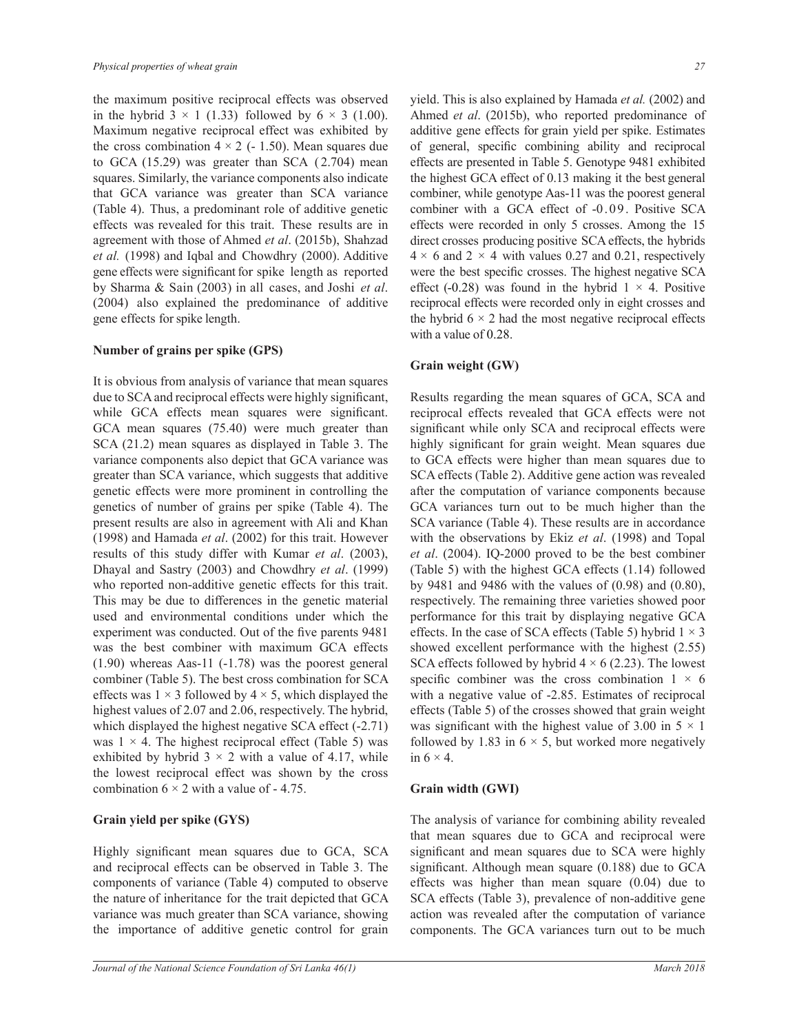the maximum positive reciprocal effects was observed in the hybrid 3 × 1 (1.33) followed by 6 × 3 (1.00). Maximum negative reciprocal effect was exhibited by the cross combination 4 × 2 (- 1.50). Mean squares due to GCA (15.29) was greater than SCA ( 2.704) mean squares. Similarly, the variance components also indicate that GCA variance was greater than SCA variance (Table 4). Thus, a predominant role of additive genetic effects was revealed for this trait. These results are in agreement with those of Ahmed *et al*. (2015b), Shahzad *et al.* (1998) and Iqbal and Chowdhry (2000). Additive gene effects were significant for spike length as reported by Sharma & Sain (2003) in all cases, and Joshi *et al*. (2004) also explained the predominance of additive gene effects for spike length.

**Number of grains per spike (GPS)**

It is obvious from analysis of variance that mean squares due to SCA and reciprocal effects were highly significant, while GCA effects mean squares were significant. GCA mean squares (75.40) were much greater than SCA (21.2) mean squares as displayed in Table 3. The variance components also depict that GCA variance was greater than SCA variance, which suggests that additive genetic effects were more prominent in controlling the genetics of number of grains per spike (Table 4). The present results are also in agreement with Ali and Khan (1998) and Hamada *et al*. (2002) for this trait. However results of this study differ with Kumar *et al*. (2003), Dhayal and Sastry (2003) and Chowdhry *et al*. (1999) who reported non-additive genetic effects for this trait. This may be due to differences in the genetic material used and environmental conditions under which the experiment was conducted. Out of the five parents 9481 was the best combiner with maximum GCA effects (1.90) whereas Aas-11 (-1.78) was the poorest general combiner (Table 5). The best cross combination for SCA effects was 1 × 3 followed by 4 × 5, which displayed the highest values of 2.07 and 2.06, respectively. The hybrid, which displayed the highest negative SCA effect (-2.71) was 1 × 4. The highest reciprocal effect (Table 5) was exhibited by hybrid 3 × 2 with a value of 4.17, while the lowest reciprocal effect was shown by the cross combination 6 × 2 with a value of - 4.75.

**Grain yield per spike (GYS)**

Highly significant mean squares due to GCA, SCA and reciprocal effects can be observed in Table 3. The components of variance (Table 4) computed to observe the nature of inheritance for the trait depicted that GCA variance was much greater than SCA variance, showing the importance of additive genetic control for grain yield. This is also explained by Hamada *et al.* (2002) and Ahmed *et al*. (2015b), who reported predominance of additive gene effects for grain yield per spike. Estimates of general, specific combining ability and reciprocal effects are presented in Table 5. Genotype 9481 exhibited the highest GCA effect of 0.13 making it the best general combiner, while genotype Aas-11 was the poorest general combiner with a GCA effect of -0.09. Positive SCA effects were recorded in only 5 crosses. Among the 15 direct crosses producing positive SCA effects, the hybrids 4 × 6 and 2 × 4 with values 0.27 and 0.21, respectively were the best specific crosses. The highest negative SCA effect (-0.28) was found in the hybrid 1 × 4. Positive reciprocal effects were recorded only in eight crosses and the hybrid 6 × 2 had the most negative reciprocal effects with a value of 0.28.

**Grain weight (GW)**

Results regarding the mean squares of GCA, SCA and reciprocal effects revealed that GCA effects were not significant while only SCA and reciprocal effects were highly significant for grain weight. Mean squares due to GCA effects were higher than mean squares due to SCA effects (Table 2). Additive gene action was revealed after the computation of variance components because GCA variances turn out to be much higher than the SCA variance (Table 4). These results are in accordance with the observations by Ekiz *et al*. (1998) and Topal *et al*. (2004). IQ-2000 proved to be the best combiner (Table 5) with the highest GCA effects (1.14) followed by 9481 and 9486 with the values of (0.98) and (0.80), respectively. The remaining three varieties showed poor performance for this trait by displaying negative GCA effects. In the case of SCA effects (Table 5) hybrid 1 × 3 showed excellent performance with the highest (2.55) SCA effects followed by hybrid 4 × 6 (2.23). The lowest specific combiner was the cross combination 1 × 6 with a negative value of -2.85. Estimates of reciprocal effects (Table 5) of the crosses showed that grain weight was significant with the highest value of 3.00 in 5 × 1 followed by 1.83 in 6 × 5, but worked more negatively in 6 × 4.

**Grain width (GWI)**

The analysis of variance for combining ability revealed that mean squares due to GCA and reciprocal were significant and mean squares due to SCA were highly significant. Although mean square (0.188) due to GCA effects was higher than mean square (0.04) due to SCA effects (Table 3), prevalence of non-additive gene action was revealed after the computation of variance components. The GCA variances turn out to be much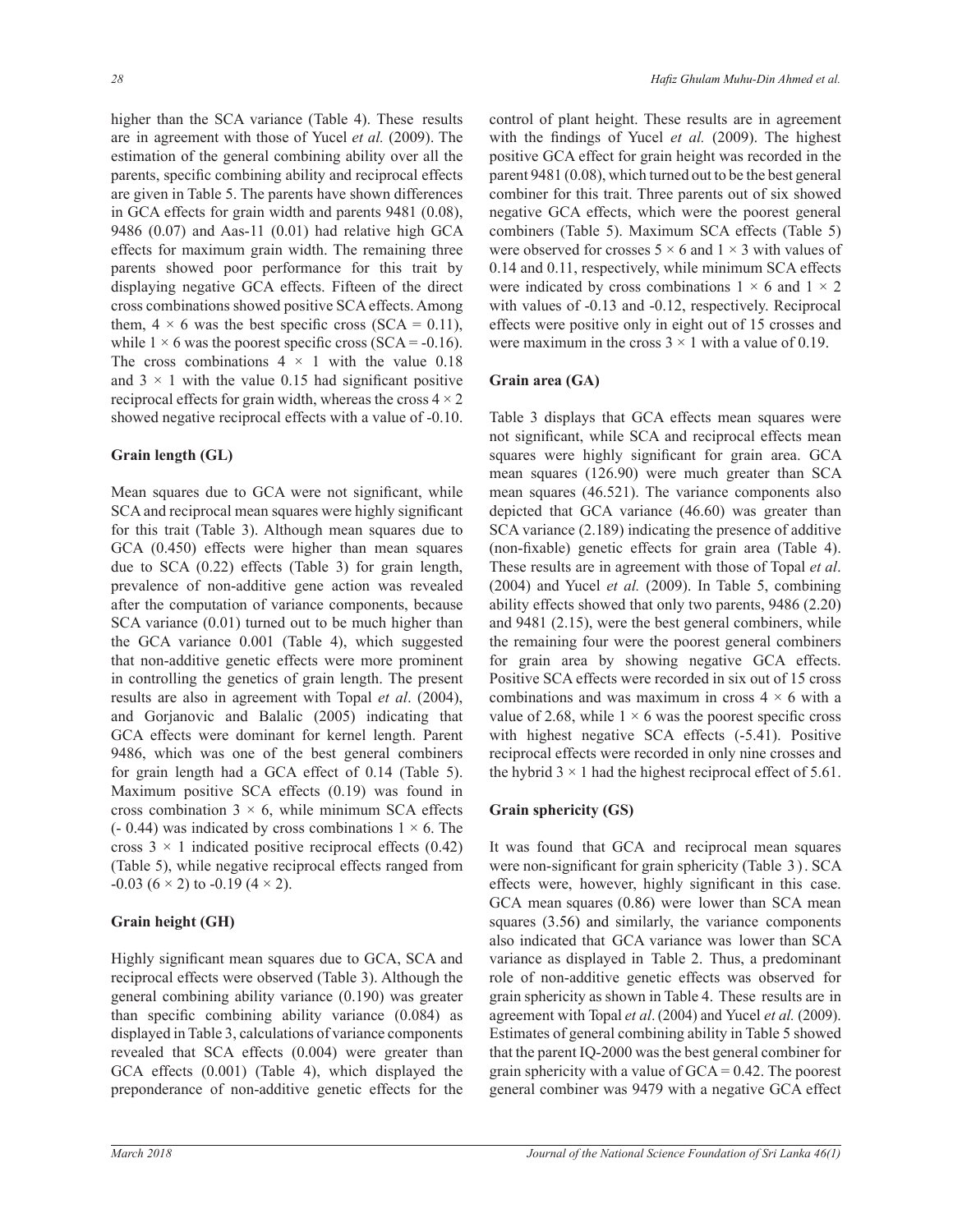higher than the SCA variance (Table 4). These results are in agreement with those of Yucel *et al.* (2009). The estimation of the general combining ability over all the parents, specific combining ability and reciprocal effects are given in Table 5. The parents have shown differences in GCA effects for grain width and parents 9481 (0.08), 9486 (0.07) and Aas-11 (0.01) had relative high GCA effects for maximum grain width. The remaining three parents showed poor performance for this trait by displaying negative GCA effects. Fifteen of the direct cross combinations showed positive SCA effects. Among them, 4 × 6 was the best specific cross (SCA = 0.11), while 1 × 6 was the poorest specific cross (SCA = -0.16). The cross combinations 4 × 1 with the value 0.18 and 3 × 1 with the value 0.15 had significant positive reciprocal effects for grain width, whereas the cross 4 × 2 showed negative reciprocal effects with a value of -0.10.

**Grain length (GL)**

Mean squares due to GCA were not significant, while SCA and reciprocal mean squares were highly significant for this trait (Table 3). Although mean squares due to GCA (0.450) effects were higher than mean squares due to SCA (0.22) effects (Table 3) for grain length, prevalence of non-additive gene action was revealed after the computation of variance components, because SCA variance (0.01) turned out to be much higher than the GCA variance 0.001 (Table 4), which suggested that non-additive genetic effects were more prominent in controlling the genetics of grain length. The present results are also in agreement with Topal *et al*. (2004), and Gorjanovic and Balalic (2005) indicating that GCA effects were dominant for kernel length. Parent 9486, which was one of the best general combiners for grain length had a GCA effect of 0.14 (Table 5). Maximum positive SCA effects (0.19) was found in cross combination 3 × 6, while minimum SCA effects (- 0.44) was indicated by cross combinations 1 × 6. The cross 3 × 1 indicated positive reciprocal effects (0.42) (Table 5), while negative reciprocal effects ranged from -0.03 (6 × 2) to -0.19 (4 × 2).

**Grain height (GH)**

Highly significant mean squares due to GCA, SCA and reciprocal effects were observed (Table 3). Although the general combining ability variance (0.190) was greater than specific combining ability variance (0.084) as displayed in Table 3, calculations of variance components revealed that SCA effects (0.004) were greater than GCA effects (0.001) (Table 4), which displayed the preponderance of non-additive genetic effects for the control of plant height. These results are in agreement with the findings of Yucel *et al.* (2009). The highest positive GCA effect for grain height was recorded in the parent 9481 (0.08), which turned out to be the best general combiner for this trait. Three parents out of six showed negative GCA effects, which were the poorest general combiners (Table 5). Maximum SCA effects (Table 5) were observed for crosses 5 × 6 and 1 × 3 with values of 0.14 and 0.11, respectively, while minimum SCA effects were indicated by cross combinations 1 × 6 and 1 × 2 with values of -0.13 and -0.12, respectively. Reciprocal effects were positive only in eight out of 15 crosses and were maximum in the cross 3 × 1 with a value of 0.19.

**Grain area (GA)**

Table 3 displays that GCA effects mean squares were not significant, while SCA and reciprocal effects mean squares were highly significant for grain area. GCA mean squares (126.90) were much greater than SCA mean squares (46.521). The variance components also depicted that GCA variance (46.60) was greater than SCA variance (2.189) indicating the presence of additive (non-fixable) genetic effects for grain area (Table 4). These results are in agreement with those of Topal *et al*. (2004) and Yucel *et al.* (2009). In Table 5, combining ability effects showed that only two parents, 9486 (2.20) and 9481 (2.15), were the best general combiners, while the remaining four were the poorest general combiners for grain area by showing negative GCA effects. Positive SCA effects were recorded in six out of 15 cross combinations and was maximum in cross 4 × 6 with a value of 2.68, while 1 × 6 was the poorest specific cross with highest negative SCA effects (-5.41). Positive reciprocal effects were recorded in only nine crosses and the hybrid 3 × 1 had the highest reciprocal effect of 5.61.

**Grain sphericity (GS)**

It was found that GCA and reciprocal mean squares were non-significant for grain sphericity (Table 3). SCA effects were, however, highly significant in this case. GCA mean squares (0.86) were lower than SCA mean squares (3.56) and similarly, the variance components also indicated that GCA variance was lower than SCA variance as displayed in Table 2. Thus, a predominant role of non-additive genetic effects was observed for grain sphericity as shown in Table 4. These results are in agreement with Topal *et al*. (2004) and Yucel *et al.* (2009). Estimates of general combining ability in Table 5 showed that the parent IQ-2000 was the best general combiner for grain sphericity with a value of GCA = 0.42. The poorest general combiner was 9479 with a negative GCA effect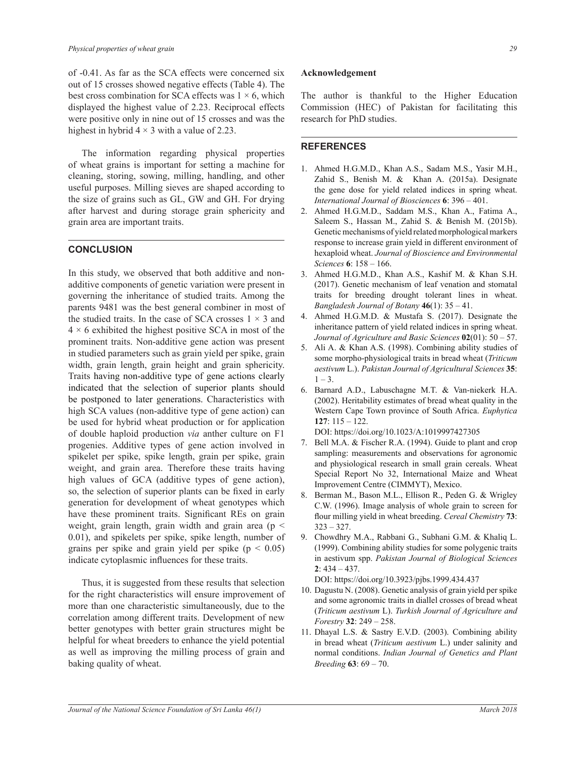of -0.41. As far as the SCA effects were concerned six out of 15 crosses showed negative effects (Table 4). The best cross combination for SCA effects was $1 \times 6$, which displayed the highest value of 2.23. Reciprocal effects were positive only in nine out of 15 crosses and was the highest in hybrid $4 \times 3$ with a value of 2.23.

The information regarding physical properties of wheat grains is important for setting a machine for cleaning, storing, sowing, milling, handling, and other useful purposes. Milling sieves are shaped according to the size of grains such as GL, GW and GH. For drying after harvest and during storage grain sphericity and grain area are important traits.

## CONCLUSION

In this study, we observed that both additive and non-additive components of genetic variation were present in governing the inheritance of studied traits. Among the parents 9481 was the best general combiner in most of the studied traits. In the case of SCA crosses $1 \times 3$ and $4 \times 6$ exhibited the highest positive SCA in most of the prominent traits. Non-additive gene action was present in studied parameters such as grain yield per spike, grain width, grain length, grain height and grain sphericity. Traits having non-additive type of gene actions clearly indicated that the selection of superior plants should be postponed to later generations. Characteristics with high SCA values (non-additive type of gene action) can be used for hybrid wheat production or for application of double haploid production *via* anther culture on F1 progenies. Additive types of gene action involved in spikelet per spike, spike length, grain per spike, grain weight, and grain area. Therefore these traits having high values of GCA (additive types of gene action), so, the selection of superior plants can be fixed in early generation for development of wheat genotypes which have these prominent traits. Significant REs on grain weight, grain length, grain width and grain area ($p < 0.01$), and spikelets per spike, spike length, number of grains per spike and grain yield per spike ($p < 0.05$) indicate cytoplasmic influences for these traits.

Thus, it is suggested from these results that selection for the right characteristics will ensure improvement of more than one characteristic simultaneously, due to the correlation among different traits. Development of new better genotypes with better grain structures might be helpful for wheat breeders to enhance the yield potential as well as improving the milling process of grain and baking quality of wheat.

### Acknowledgement

The author is thankful to the Higher Education Commission (HEC) of Pakistan for facilitating this research for PhD studies.

## REFERENCES

1. Ahmed H.G.M.D., Khan A.S., Sadam M.S., Yasir M.H., Zahid S., Benish M. & Khan A. (2015a). Designate the gene dose for yield related indices in spring wheat. *International Journal of Biosciences* **6**: 396 – 401.
2. Ahmed H.G.M.D., Saddam M.S., Khan A., Fatima A., Saleem S., Hassan M., Zahid S. & Benish M. (2015b). Genetic mechanisms of yield related morphological markers response to increase grain yield in different environment of hexaploid wheat. *Journal of Bioscience and Environmental Sciences* **6**: 158 – 166.
3. Ahmed H.G.M.D., Khan A.S., Kashif M. & Khan S.H. (2017). Genetic mechanism of leaf venation and stomatal traits for breeding drought tolerant lines in wheat. *Bangladesh Journal of Botany* **46**(1): 35 – 41.
4. Ahmed H.G.M.D. & Mustafa S. (2017). Designate the inheritance pattern of yield related indices in spring wheat. *Journal of Agriculture and Basic Sciences* **02**(01): 50 – 57.
5. Ali A. & Khan A.S. (1998). Combining ability studies of some morpho-physiological traits in bread wheat (*Triticum aestivum* L.). *Pakistan Journal of Agricultural Sciences* **35**: 1 – 3.
6. Barnard A.D., Labuschagne M.T. & Van-niekerk H.A. (2002). Heritability estimates of bread wheat quality in the Western Cape Town province of South Africa. *Euphytica* **127**: 115 – 122.
   DOI: https://doi.org/10.1023/A:1019997427305
7. Bell M.A. & Fischer R.A. (1994). Guide to plant and crop sampling: measurements and observations for agronomic and physiological research in small grain cereals. Wheat Special Report No 32, International Maize and Wheat Improvement Centre (CIMMYT), Mexico.
8. Berman M., Bason M.L., Ellison R., Peden G. & Wrigley C.W. (1996). Image analysis of whole grain to screen for flour milling yield in wheat breeding. *Cereal Chemistry* **73**: 323 – 327.
9. Chowdhry M.A., Rabbani G., Subhani G.M. & Khaliq L. (1999). Combining ability studies for some polygenic traits in aestivum spp. *Pakistan Journal of Biological Sciences* **2**: 434 – 437.
   DOI: https://doi.org/10.3923/pjbs.1999.434.437
10. Dagustu N. (2008). Genetic analysis of grain yield per spike and some agronomic traits in diallel crosses of bread wheat (*Triticum aestivum* L). *Turkish Journal of Agriculture and Forestry* **32**: 249 – 258.
11. Dhayal L.S. & Sastry E.V.D. (2003). Combining ability in bread wheat (*Triticum aestivum* L.) under salinity and normal conditions. *Indian Journal of Genetics and Plant Breeding* **63**: 69 – 70.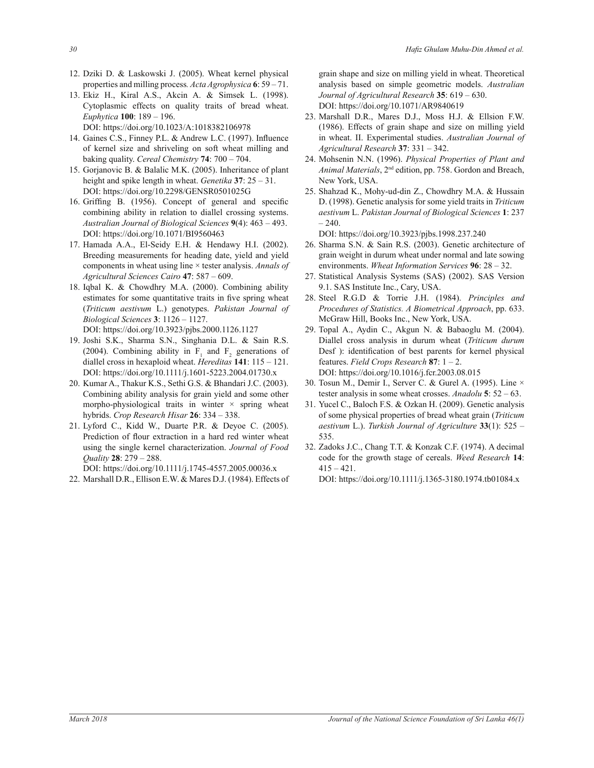12. Dziki D. & Laskowski J. (2005). Wheat kernel physical properties and milling process. *Acta Agrophysica* **6**: 59 – 71.
13. Ekiz H., Kiral A.S., Akcin A. & Simsek L. (1998). Cytoplasmic effects on quality traits of bread wheat. *Euphytica* **100**: 189 – 196.
    DOI: https://doi.org/10.1023/A:1018382106978
14. Gaines C.S., Finney P.L. & Andrew L.C. (1997). Influence of kernel size and shriveling on soft wheat milling and baking quality. *Cereal Chemistry* **74**: 700 – 704.
15. Gorjanovic B. & Balalic M.K. (2005). Inheritance of plant height and spike length in wheat. *Genetika* **37**: 25 – 31.
    DOI: https://doi.org/10.2298/GENSR0501025G
16. Griffing B. (1956). Concept of general and specific combining ability in relation to diallel crossing systems. *Australian Journal of Biological Sciences* **9**(4): 463 – 493.
    DOI: https://doi.org/10.1071/BI9560463
17. Hamada A.A., El-Seidy E.H. & Hendawy H.I. (2002). Breeding measurements for heading date, yield and yield components in wheat using line × tester analysis. *Annals of Agricultural Sciences Cairo* **47**: 587 – 609.
18. Iqbal K. & Chowdhry M.A. (2000). Combining ability estimates for some quantitative traits in five spring wheat (*Triticum aestivum* L.) genotypes. *Pakistan Journal of Biological Sciences* **3**: 1126 – 1127.
    DOI: https://doi.org/10.3923/pjbs.2000.1126.1127
19. Joshi S.K., Sharma S.N., Singhania D.L. & Sain R.S. (2004). Combining ability in $F_1$ and $F_2$ generations of diallel cross in hexaploid wheat. *Hereditas* **141**: 115 – 121.
    DOI: https://doi.org/10.1111/j.1601-5223.2004.01730.x
20. Kumar A., Thakur K.S., Sethi G.S. & Bhandari J.C. (2003). Combining ability analysis for grain yield and some other morpho-physiological traits in winter × spring wheat hybrids. *Crop Research Hisar* **26**: 334 – 338.
21. Lyford C., Kidd W., Duarte P.R. & Deyoe C. (2005). Prediction of flour extraction in a hard red winter wheat using the single kernel characterization. *Journal of Food Quality* **28**: 279 – 288.
    DOI: https://doi.org/10.1111/j.1745-4557.2005.00036.x
22. Marshall D.R., Ellison E.W. & Mares D.J. (1984). Effects of grain shape and size on milling yield in wheat. Theoretical analysis based on simple geometric models. *Australian Journal of Agricultural Research* **35**: 619 – 630.
    DOI: https://doi.org/10.1071/AR9840619
23. Marshall D.R., Mares D.J., Moss H.J. & Ellsion F.W. (1986). Effects of grain shape and size on milling yield in wheat. II. Experimental studies. *Australian Journal of Agricultural Research* **37**: 331 – 342.
24. Mohsenin N.N. (1996). *Physical Properties of Plant and Animal Materials*, 2nd edition, pp. 758. Gordon and Breach, New York, USA.
25. Shahzad K., Mohy-ud-din Z., Chowdhry M.A. & Hussain D. (1998). Genetic analysis for some yield traits in *Triticum aestivum* L. *Pakistan Journal of Biological Sciences* **1**: 237 – 240.
    DOI: https://doi.org/10.3923/pjbs.1998.237.240
26. Sharma S.N. & Sain R.S. (2003). Genetic architecture of grain weight in durum wheat under normal and late sowing environments. *Wheat Information Services* **96**: 28 – 32.
27. Statistical Analysis Systems (SAS) (2002). SAS Version 9.1. SAS Institute Inc., Cary, USA.
28. Steel R.G.D & Torrie J.H. (1984). *Principles and Procedures of Statistics. A Biometrical Approach*, pp. 633. McGraw Hill, Books Inc., New York, USA.
29. Topal A., Aydin C., Akgun N. & Babaoglu M. (2004). Diallel cross analysis in durum wheat (*Triticum durum* Desf ): identification of best parents for kernel physical features. *Field Crops Research* **87**: 1 – 2.
    DOI: https://doi.org/10.1016/j.fcr.2003.08.015
30. Tosun M., Demir I., Server C. & Gurel A. (1995). Line × tester analysis in some wheat crosses. *Anadolu* **5**: 52 – 63.
31. Yucel C., Baloch F.S. & Ozkan H. (2009). Genetic analysis of some physical properties of bread wheat grain (*Triticum aestivum* L.). *Turkish Journal of Agriculture* **33**(1): 525 – 535.
32. Zadoks J.C., Chang T.T. & Konzak C.F. (1974). A decimal code for the growth stage of cereals. *Weed Research* **14**: 415 – 421.
    DOI: https://doi.org/10.1111/j.1365-3180.1974.tb01084.x